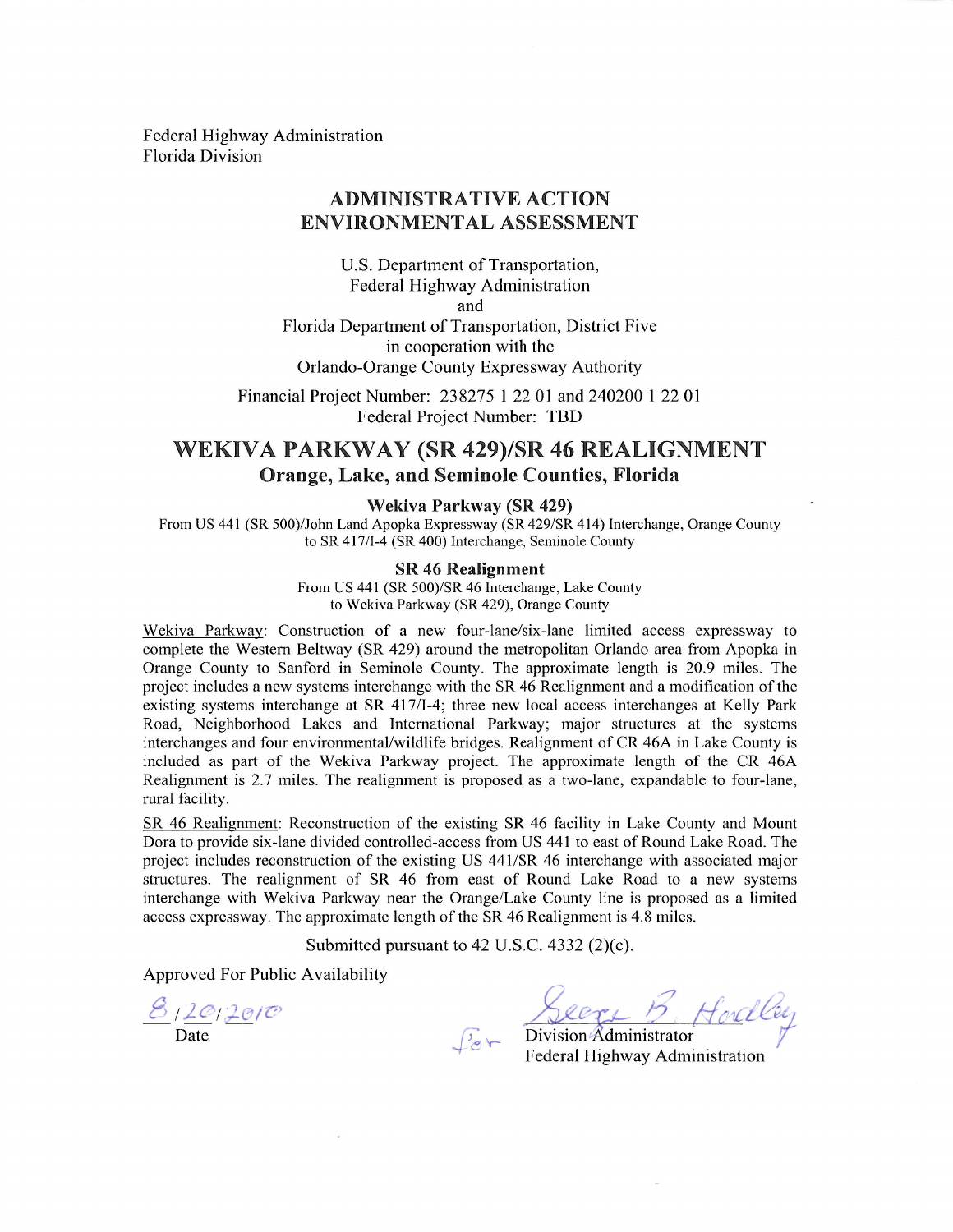Federal Highway Administration
Florida Division

## ADMINISTRATIVE ACTION
## ENVIRONMENTAL ASSESSMENT

U.S. Department of Transportation,
Federal Highway Administration
and
Florida Department of Transportation, District Five
in cooperation with the
Orlando-Orange County Expressway Authority

Financial Project Number: 238275 1 22 01 and 240200 1 22 01
Federal Project Number: TBD

# WEKIVA PARKWAY (SR 429)/SR 46 REALIGNMENT

## Orange, Lake, and Seminole Counties, Florida

### Wekiva Parkway (SR 429)

From US 441 (SR 500)/John Land Apopka Expressway (SR 429/SR 414) Interchange, Orange County to SR 417/I-4 (SR 400) Interchange, Seminole County

### SR 46 Realignment

From US 441 (SR 500)/SR 46 Interchange, Lake County to Wekiva Parkway (SR 429), Orange County

Wekiva Parkway: Construction of a new four-lane/six-lane limited access expressway to complete the Western Beltway (SR 429) around the metropolitan Orlando area from Apopka in Orange County to Sanford in Seminole County. The approximate length is 20.9 miles. The project includes a new systems interchange with the SR 46 Realignment and a modification of the existing systems interchange at SR 417/I-4; three new local access interchanges at Kelly Park Road, Neighborhood Lakes and International Parkway; major structures at the systems interchanges and four environmental/wildlife bridges. Realignment of CR 46A in Lake County is included as part of the Wekiva Parkway project. The approximate length of the CR 46A Realignment is 2.7 miles. The realignment is proposed as a two-lane, expandable to four-lane, rural facility.

SR 46 Realignment: Reconstruction of the existing SR 46 facility in Lake County and Mount Dora to provide six-lane divided controlled-access from US 441 to east of Round Lake Road. The project includes reconstruction of the existing US 441/SR 46 interchange with associated major structures. The realignment of SR 46 from east of Round Lake Road to a new systems interchange with Wekiva Parkway near the Orange/Lake County line is proposed as a limited access expressway. The approximate length of the SR 46 Realignment is 4.8 miles.

Submitted pursuant to 42 U.S.C. 4332 (2)(c).

Approved For Public Availability

8/20/2010
Date

for George B. Hadley
Division Administrator
Federal Highway Administration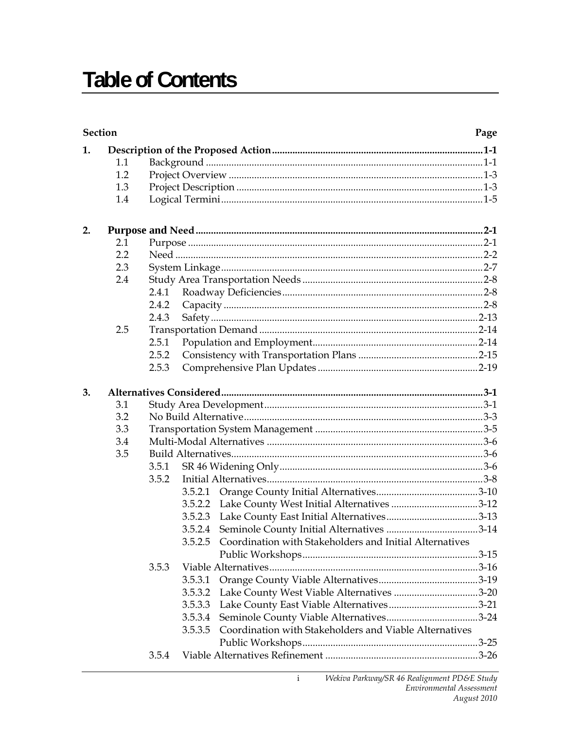# Table of Contents

| Section | | | | Page |
|---|---|---|---|---|
| **1.** | **Description of the Proposed Action** | | | **1-1** |
| | 1.1 | Background | | 1-1 |
| | 1.2 | Project Overview | | 1-3 |
| | 1.3 | Project Description | | 1-3 |
| | 1.4 | Logical Termini | | 1-5 |
| **2.** | **Purpose and Need** | | | **2-1** |
| | 2.1 | Purpose | | 2-1 |
| | 2.2 | Need | | 2-2 |
| | 2.3 | System Linkage | | 2-7 |
| | 2.4 | Study Area Transportation Needs | | 2-8 |
| | | 2.4.1 | Roadway Deficiencies | 2-8 |
| | | 2.4.2 | Capacity | 2-8 |
| | | 2.4.3 | Safety | 2-13 |
| | 2.5 | Transportation Demand | | 2-14 |
| | | 2.5.1 | Population and Employment | 2-14 |
| | | 2.5.2 | Consistency with Transportation Plans | 2-15 |
| | | 2.5.3 | Comprehensive Plan Updates | 2-19 |
| **3.** | **Alternatives Considered** | | | **3-1** |
| | 3.1 | Study Area Development | | 3-1 |
| | 3.2 | No Build Alternative | | 3-3 |
| | 3.3 | Transportation System Management | | 3-5 |
| | 3.4 | Multi-Modal Alternatives | | 3-6 |
| | 3.5 | Build Alternatives | | 3-6 |
| | | 3.5.1 | SR 46 Widening Only | 3-6 |
| | | 3.5.2 | Initial Alternatives | 3-8 |
| | | | 3.5.2.1 Orange County Initial Alternatives | 3-10 |
| | | | 3.5.2.2 Lake County West Initial Alternatives | 3-12 |
| | | | 3.5.2.3 Lake County East Initial Alternatives | 3-13 |
| | | | 3.5.2.4 Seminole County Initial Alternatives | 3-14 |
| | | | 3.5.2.5 Coordination with Stakeholders and Initial Alternatives Public Workshops | 3-15 |
| | | 3.5.3 | Viable Alternatives | 3-16 |
| | | | 3.5.3.1 Orange County Viable Alternatives | 3-19 |
| | | | 3.5.3.2 Lake County West Viable Alternatives | 3-20 |
| | | | 3.5.3.3 Lake County East Viable Alternatives | 3-21 |
| | | | 3.5.3.4 Seminole County Viable Alternatives | 3-24 |
| | | | 3.5.3.5 Coordination with Stakeholders and Viable Alternatives Public Workshops | 3-25 |
| | | 3.5.4 | Viable Alternatives Refinement | 3-26 |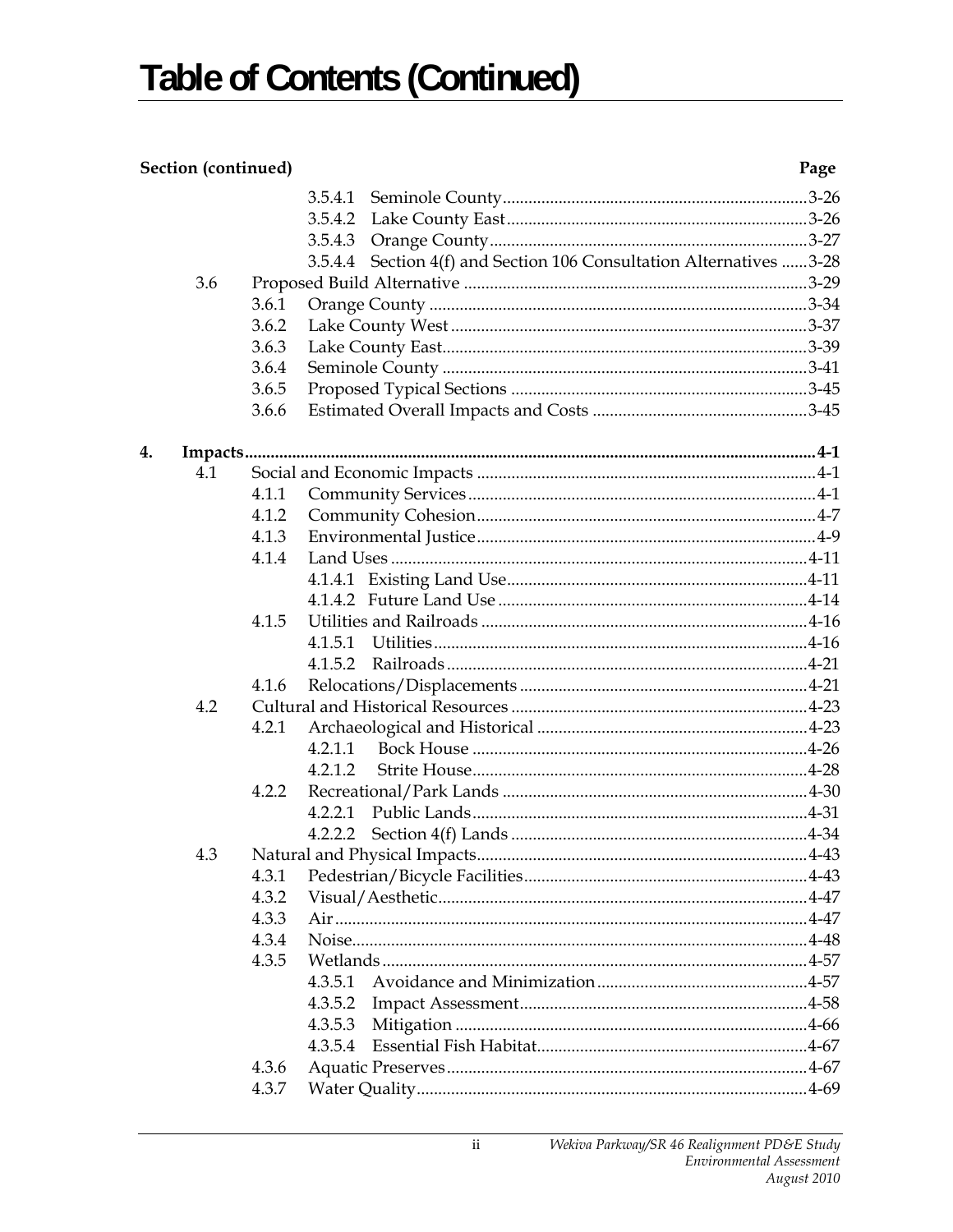# Table of Contents (Continued)

| Section (continued) | | | Page |
|---|---|---|---|
| | | 3.5.4.1 Seminole County | 3-26 |
| | | 3.5.4.2 Lake County East | 3-26 |
| | | 3.5.4.3 Orange County | 3-27 |
| | | 3.5.4.4 Section 4(f) and Section 106 Consultation Alternatives | 3-28 |
| 3.6 | Proposed Build Alternative | | 3-29 |
| | 3.6.1 | Orange County | 3-34 |
| | 3.6.2 | Lake County West | 3-37 |
| | 3.6.3 | Lake County East | 3-39 |
| | 3.6.4 | Seminole County | 3-41 |
| | 3.6.5 | Proposed Typical Sections | 3-45 |
| | 3.6.6 | Estimated Overall Impacts and Costs | 3-45 |
| **4.** | **Impacts** | | **4-1** |
| 4.1 | Social and Economic Impacts | | 4-1 |
| | 4.1.1 | Community Services | 4-1 |
| | 4.1.2 | Community Cohesion | 4-7 |
| | 4.1.3 | Environmental Justice | 4-9 |
| | 4.1.4 | Land Uses | 4-11 |
| | | 4.1.4.1 Existing Land Use | 4-11 |
| | | 4.1.4.2 Future Land Use | 4-14 |
| | 4.1.5 | Utilities and Railroads | 4-16 |
| | | 4.1.5.1 Utilities | 4-16 |
| | | 4.1.5.2 Railroads | 4-21 |
| | 4.1.6 | Relocations/Displacements | 4-21 |
| 4.2 | Cultural and Historical Resources | | 4-23 |
| | 4.2.1 | Archaeological and Historical | 4-23 |
| | | 4.2.1.1 Bock House | 4-26 |
| | | 4.2.1.2 Strite House | 4-28 |
| | 4.2.2 | Recreational/Park Lands | 4-30 |
| | | 4.2.2.1 Public Lands | 4-31 |
| | | 4.2.2.2 Section 4(f) Lands | 4-34 |
| 4.3 | Natural and Physical Impacts | | 4-43 |
| | 4.3.1 | Pedestrian/Bicycle Facilities | 4-43 |
| | 4.3.2 | Visual/Aesthetic | 4-47 |
| | 4.3.3 | Air | 4-47 |
| | 4.3.4 | Noise | 4-48 |
| | 4.3.5 | Wetlands | 4-57 |
| | | 4.3.5.1 Avoidance and Minimization | 4-57 |
| | | 4.3.5.2 Impact Assessment | 4-58 |
| | | 4.3.5.3 Mitigation | 4-66 |
| | | 4.3.5.4 Essential Fish Habitat | 4-67 |
| | 4.3.6 | Aquatic Preserves | 4-67 |
| | 4.3.7 | Water Quality | 4-69 |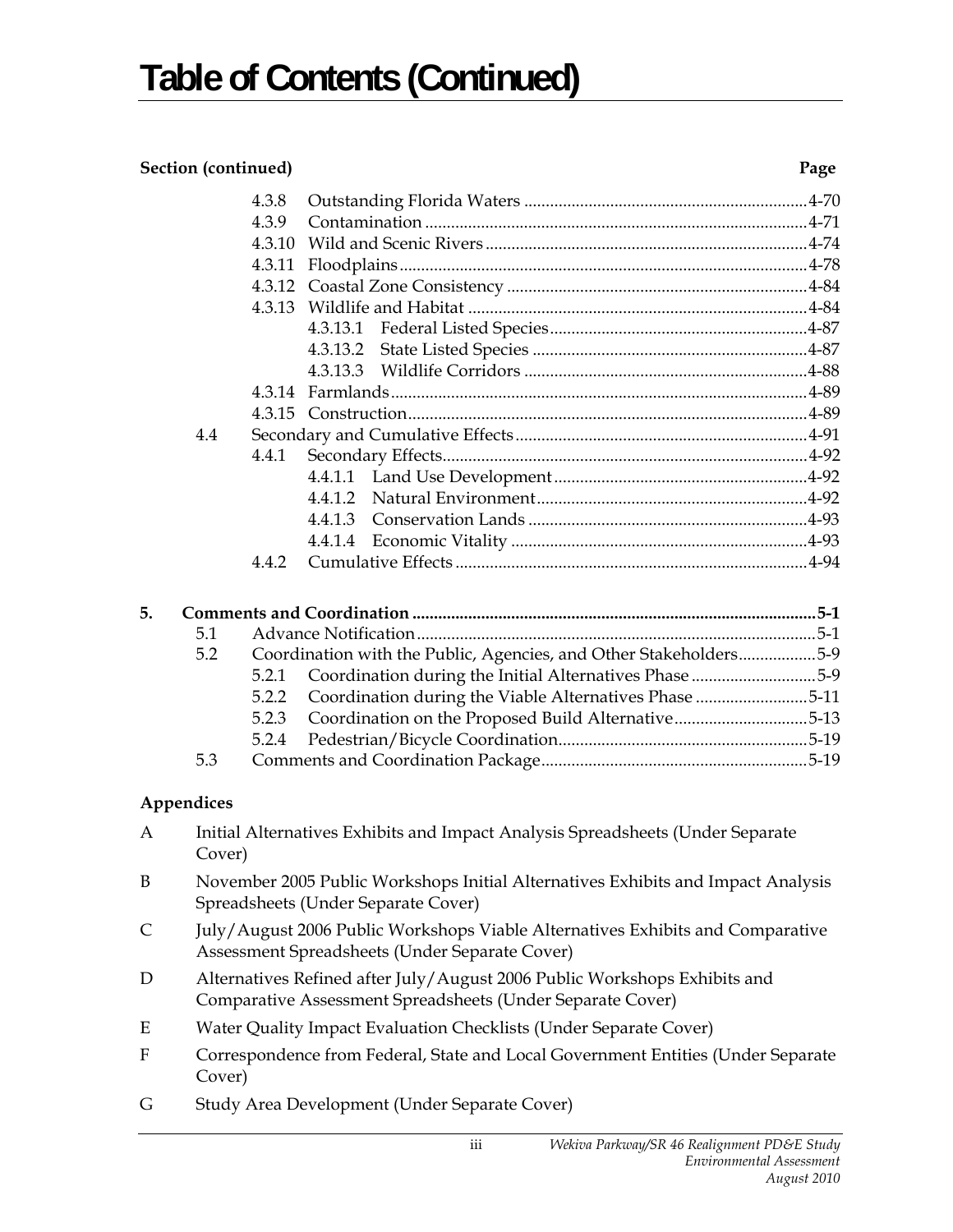# Table of Contents (Continued)

| Section (continued) | | | | Page |
|---|---|---|---|---|
| | 4.3.8 | Outstanding Florida Waters | | 4-70 |
| | 4.3.9 | Contamination | | 4-71 |
| | 4.3.10 | Wild and Scenic Rivers | | 4-74 |
| | 4.3.11 | Floodplains | | 4-78 |
| | 4.3.12 | Coastal Zone Consistency | | 4-84 |
| | 4.3.13 | Wildlife and Habitat | | 4-84 |
| | | 4.3.13.1 | Federal Listed Species | 4-87 |
| | | 4.3.13.2 | State Listed Species | 4-87 |
| | | 4.3.13.3 | Wildlife Corridors | 4-88 |
| | 4.3.14 | Farmlands | | 4-89 |
| | 4.3.15 | Construction | | 4-89 |
| 4.4 | | Secondary and Cumulative Effects | | 4-91 |
| | 4.4.1 | Secondary Effects | | 4-92 |
| | | 4.4.1.1 | Land Use Development | 4-92 |
| | | 4.4.1.2 | Natural Environment | 4-92 |
| | | 4.4.1.3 | Conservation Lands | 4-93 |
| | | 4.4.1.4 | Economic Vitality | 4-93 |
| | 4.4.2 | Cumulative Effects | | 4-94 |
| **5.** | | **Comments and Coordination** | | **5-1** |
| 5.1 | | Advance Notification | | 5-1 |
| 5.2 | | Coordination with the Public, Agencies, and Other Stakeholders | | 5-9 |
| | 5.2.1 | Coordination during the Initial Alternatives Phase | | 5-9 |
| | 5.2.2 | Coordination during the Viable Alternatives Phase | | 5-11 |
| | 5.2.3 | Coordination on the Proposed Build Alternative | | 5-13 |
| | 5.2.4 | Pedestrian/Bicycle Coordination | | 5-19 |
| 5.3 | | Comments and Coordination Package | | 5-19 |

**Appendices**

A Initial Alternatives Exhibits and Impact Analysis Spreadsheets (Under Separate Cover)

B November 2005 Public Workshops Initial Alternatives Exhibits and Impact Analysis Spreadsheets (Under Separate Cover)

C July/August 2006 Public Workshops Viable Alternatives Exhibits and Comparative Assessment Spreadsheets (Under Separate Cover)

D Alternatives Refined after July/August 2006 Public Workshops Exhibits and Comparative Assessment Spreadsheets (Under Separate Cover)

E Water Quality Impact Evaluation Checklists (Under Separate Cover)

F Correspondence from Federal, State and Local Government Entities (Under Separate Cover)

G Study Area Development (Under Separate Cover)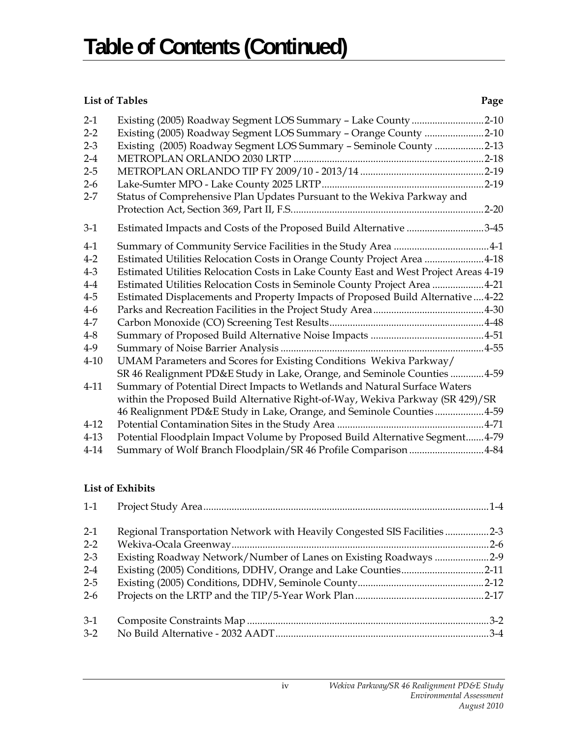# Table of Contents (Continued)

**List of Tables** **Page**

| | | |
|---|---|---|
| 2-1 | Existing (2005) Roadway Segment LOS Summary – Lake County | 2-10 |
| 2-2 | Existing (2005) Roadway Segment LOS Summary – Orange County | 2-10 |
| 2-3 | Existing (2005) Roadway Segment LOS Summary – Seminole County | 2-13 |
| 2-4 | METROPLAN ORLANDO 2030 LRTP | 2-18 |
| 2-5 | METROPLAN ORLANDO TIP FY 2009/10 - 2013/14 | 2-19 |
| 2-6 | Lake-Sumter MPO - Lake County 2025 LRTP | 2-19 |
| 2-7 | Status of Comprehensive Plan Updates Pursuant to the Wekiva Parkway and Protection Act, Section 369, Part II, F.S. | 2-20 |
| 3-1 | Estimated Impacts and Costs of the Proposed Build Alternative | 3-45 |
| 4-1 | Summary of Community Service Facilities in the Study Area | 4-1 |
| 4-2 | Estimated Utilities Relocation Costs in Orange County Project Area | 4-18 |
| 4-3 | Estimated Utilities Relocation Costs in Lake County East and West Project Areas | 4-19 |
| 4-4 | Estimated Utilities Relocation Costs in Seminole County Project Area | 4-21 |
| 4-5 | Estimated Displacements and Property Impacts of Proposed Build Alternative | 4-22 |
| 4-6 | Parks and Recreation Facilities in the Project Study Area | 4-30 |
| 4-7 | Carbon Monoxide (CO) Screening Test Results | 4-48 |
| 4-8 | Summary of Proposed Build Alternative Noise Impacts | 4-51 |
| 4-9 | Summary of Noise Barrier Analysis | 4-55 |
| 4-10 | UMAM Parameters and Scores for Existing Conditions Wekiva Parkway/ SR 46 Realignment PD&E Study in Lake, Orange, and Seminole Counties | 4-59 |
| 4-11 | Summary of Potential Direct Impacts to Wetlands and Natural Surface Waters within the Proposed Build Alternative Right-of-Way, Wekiva Parkway (SR 429)/SR 46 Realignment PD&E Study in Lake, Orange, and Seminole Counties | 4-59 |
| 4-12 | Potential Contamination Sites in the Study Area | 4-71 |
| 4-13 | Potential Floodplain Impact Volume by Proposed Build Alternative Segment | 4-79 |
| 4-14 | Summary of Wolf Branch Floodplain/SR 46 Profile Comparison | 4-84 |

**List of Exhibits**

| | | |
|---|---|---|
| 1-1 | Project Study Area | 1-4 |
| 2-1 | Regional Transportation Network with Heavily Congested SIS Facilities | 2-3 |
| 2-2 | Wekiva-Ocala Greenway | 2-6 |
| 2-3 | Existing Roadway Network/Number of Lanes on Existing Roadways | 2-9 |
| 2-4 | Existing (2005) Conditions, DDHV, Orange and Lake Counties | 2-11 |
| 2-5 | Existing (2005) Conditions, DDHV, Seminole County | 2-12 |
| 2-6 | Projects on the LRTP and the TIP/5-Year Work Plan | 2-17 |
| 3-1 | Composite Constraints Map | 3-2 |
| 3-2 | No Build Alternative - 2032 AADT | 3-4 |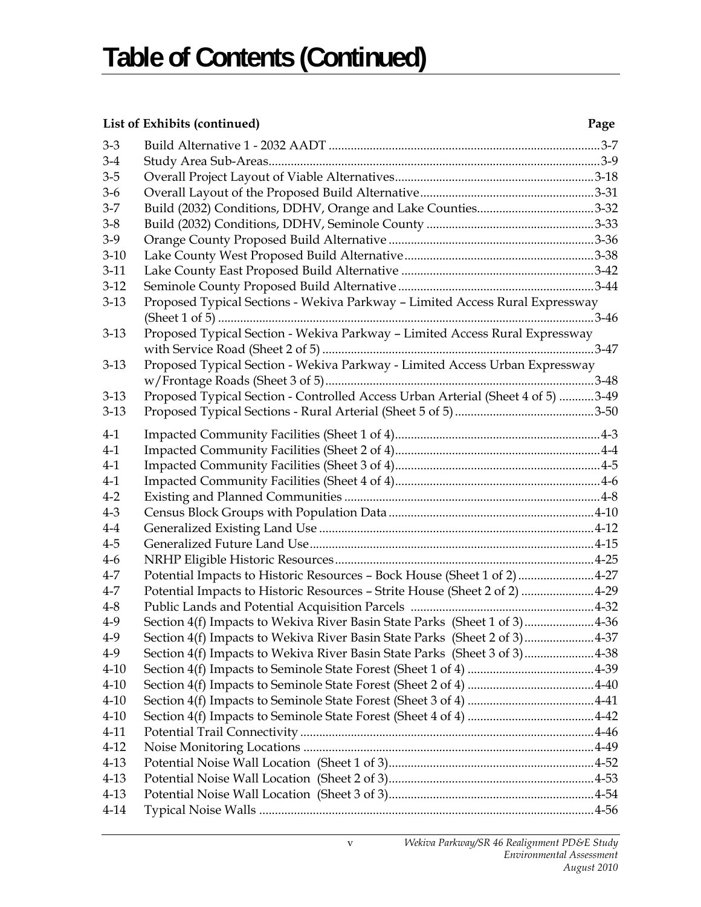# Table of Contents (Continued)

| List of Exhibits (continued) | | Page |
|---|---|---|
| 3-3 | Build Alternative 1 - 2032 AADT | 3-7 |
| 3-4 | Study Area Sub-Areas | 3-9 |
| 3-5 | Overall Project Layout of Viable Alternatives | 3-18 |
| 3-6 | Overall Layout of the Proposed Build Alternative | 3-31 |
| 3-7 | Build (2032) Conditions, DDHV, Orange and Lake Counties | 3-32 |
| 3-8 | Build (2032) Conditions, DDHV, Seminole County | 3-33 |
| 3-9 | Orange County Proposed Build Alternative | 3-36 |
| 3-10 | Lake County West Proposed Build Alternative | 3-38 |
| 3-11 | Lake County East Proposed Build Alternative | 3-42 |
| 3-12 | Seminole County Proposed Build Alternative | 3-44 |
| 3-13 | Proposed Typical Sections - Wekiva Parkway – Limited Access Rural Expressway (Sheet 1 of 5) | 3-46 |
| 3-13 | Proposed Typical Section - Wekiva Parkway – Limited Access Rural Expressway with Service Road (Sheet 2 of 5) | 3-47 |
| 3-13 | Proposed Typical Section - Wekiva Parkway - Limited Access Urban Expressway w/Frontage Roads (Sheet 3 of 5) | 3-48 |
| 3-13 | Proposed Typical Section - Controlled Access Urban Arterial (Sheet 4 of 5) | 3-49 |
| 3-13 | Proposed Typical Sections - Rural Arterial (Sheet 5 of 5) | 3-50 |
| 4-1 | Impacted Community Facilities (Sheet 1 of 4) | 4-3 |
| 4-1 | Impacted Community Facilities (Sheet 2 of 4) | 4-4 |
| 4-1 | Impacted Community Facilities (Sheet 3 of 4) | 4-5 |
| 4-1 | Impacted Community Facilities (Sheet 4 of 4) | 4-6 |
| 4-2 | Existing and Planned Communities | 4-8 |
| 4-3 | Census Block Groups with Population Data | 4-10 |
| 4-4 | Generalized Existing Land Use | 4-12 |
| 4-5 | Generalized Future Land Use | 4-15 |
| 4-6 | NRHP Eligible Historic Resources | 4-25 |
| 4-7 | Potential Impacts to Historic Resources – Bock House (Sheet 1 of 2) | 4-27 |
| 4-7 | Potential Impacts to Historic Resources – Strite House (Sheet 2 of 2) | 4-29 |
| 4-8 | Public Lands and Potential Acquisition Parcels | 4-32 |
| 4-9 | Section 4(f) Impacts to Wekiva River Basin State Parks (Sheet 1 of 3) | 4-36 |
| 4-9 | Section 4(f) Impacts to Wekiva River Basin State Parks (Sheet 2 of 3) | 4-37 |
| 4-9 | Section 4(f) Impacts to Wekiva River Basin State Parks (Sheet 3 of 3) | 4-38 |
| 4-10 | Section 4(f) Impacts to Seminole State Forest (Sheet 1 of 4) | 4-39 |
| 4-10 | Section 4(f) Impacts to Seminole State Forest (Sheet 2 of 4) | 4-40 |
| 4-10 | Section 4(f) Impacts to Seminole State Forest (Sheet 3 of 4) | 4-41 |
| 4-10 | Section 4(f) Impacts to Seminole State Forest (Sheet 4 of 4) | 4-42 |
| 4-11 | Potential Trail Connectivity | 4-46 |
| 4-12 | Noise Monitoring Locations | 4-49 |
| 4-13 | Potential Noise Wall Location (Sheet 1 of 3) | 4-52 |
| 4-13 | Potential Noise Wall Location (Sheet 2 of 3) | 4-53 |
| 4-13 | Potential Noise Wall Location (Sheet 3 of 3) | 4-54 |
| 4-14 | Typical Noise Walls | 4-56 |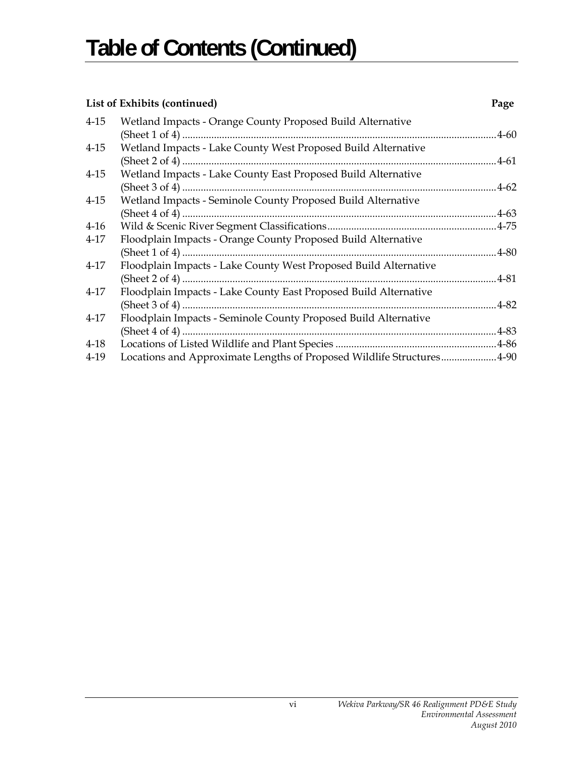# Table of Contents (Continued)

| List of Exhibits (continued) | | Page |
|---|---|---|
| 4-15 | Wetland Impacts - Orange County Proposed Build Alternative (Sheet 1 of 4) | 4-60 |
| 4-15 | Wetland Impacts - Lake County West Proposed Build Alternative (Sheet 2 of 4) | 4-61 |
| 4-15 | Wetland Impacts - Lake County East Proposed Build Alternative (Sheet 3 of 4) | 4-62 |
| 4-15 | Wetland Impacts - Seminole County Proposed Build Alternative (Sheet 4 of 4) | 4-63 |
| 4-16 | Wild & Scenic River Segment Classifications | 4-75 |
| 4-17 | Floodplain Impacts - Orange County Proposed Build Alternative (Sheet 1 of 4) | 4-80 |
| 4-17 | Floodplain Impacts - Lake County West Proposed Build Alternative (Sheet 2 of 4) | 4-81 |
| 4-17 | Floodplain Impacts - Lake County East Proposed Build Alternative (Sheet 3 of 4) | 4-82 |
| 4-17 | Floodplain Impacts - Seminole County Proposed Build Alternative (Sheet 4 of 4) | 4-83 |
| 4-18 | Locations of Listed Wildlife and Plant Species | 4-86 |
| 4-19 | Locations and Approximate Lengths of Proposed Wildlife Structures | 4-90 |